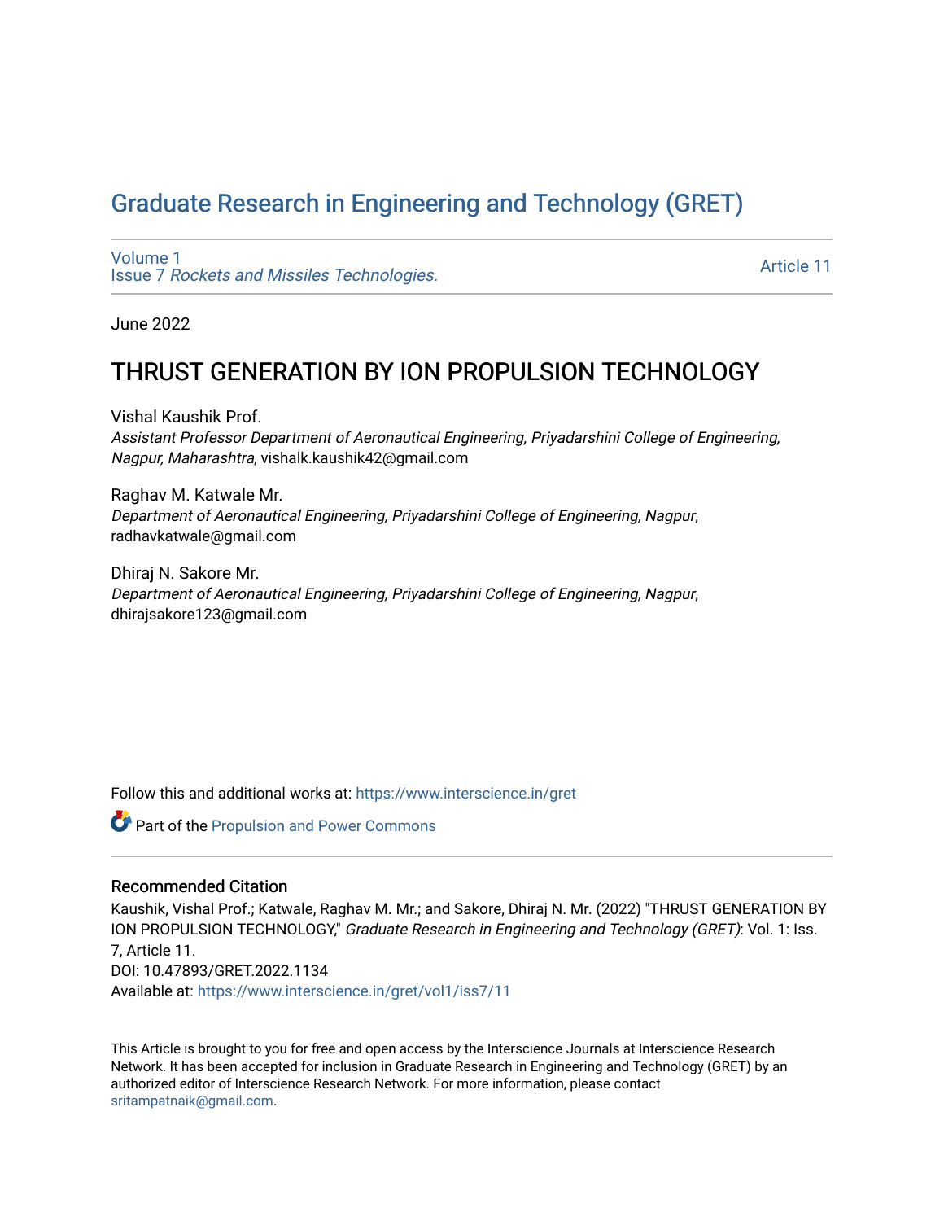# Graduate Research in Engineering and Technology (GRET)

Volume 1
Issue 7 *Rockets and Missiles Technologies.*

Article 11

June 2022

## THRUST GENERATION BY ION PROPULSION TECHNOLOGY

Vishal Kaushik Prof.
*Assistant Professor Department of Aeronautical Engineering, Priyadarshini College of Engineering, Nagpur, Maharashtra*, vishalk.kaushik42@gmail.com

Raghav M. Katwale Mr.
*Department of Aeronautical Engineering, Priyadarshini College of Engineering, Nagpur*, radhavkatwale@gmail.com

Dhiraj N. Sakore Mr.
*Department of Aeronautical Engineering, Priyadarshini College of Engineering, Nagpur*, dhirajsakore123@gmail.com

Follow this and additional works at: https://www.interscience.in/gret

Part of the Propulsion and Power Commons

### Recommended Citation

Kaushik, Vishal Prof.; Katwale, Raghav M. Mr.; and Sakore, Dhiraj N. Mr. (2022) "THRUST GENERATION BY ION PROPULSION TECHNOLOGY," *Graduate Research in Engineering and Technology (GRET)*: Vol. 1: Iss. 7, Article 11.
DOI: 10.47893/GRET.2022.1134
Available at: https://www.interscience.in/gret/vol1/iss7/11

This Article is brought to you for free and open access by the Interscience Journals at Interscience Research Network. It has been accepted for inclusion in Graduate Research in Engineering and Technology (GRET) by an authorized editor of Interscience Research Network. For more information, please contact sritampatnaik@gmail.com.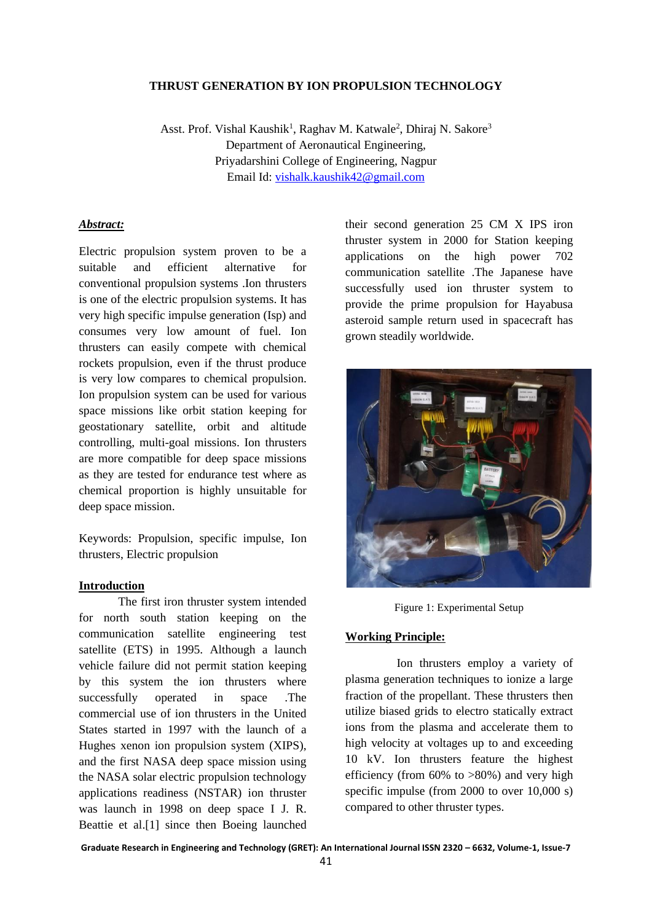# THRUST GENERATION BY ION PROPULSION TECHNOLOGY

Asst. Prof. Vishal Kaushik[1], Raghav M. Katwale[2], Dhiraj N. Sakore[3]
Department of Aeronautical Engineering,
Priyadarshini College of Engineering, Nagpur
Email Id: vishalk.kaushik42@gmail.com

***Abstract:***

Electric propulsion system proven to be a suitable and efficient alternative for conventional propulsion systems .Ion thrusters is one of the electric propulsion systems. It has very high specific impulse generation (Isp) and consumes very low amount of fuel. Ion thrusters can easily compete with chemical rockets propulsion, even if the thrust produce is very low compares to chemical propulsion. Ion propulsion system can be used for various space missions like orbit station keeping for geostationary satellite, orbit and altitude controlling, multi-goal missions. Ion thrusters are more compatible for deep space missions as they are tested for endurance test where as chemical proportion is highly unsuitable for deep space mission.

Keywords: Propulsion, specific impulse, Ion thrusters, Electric propulsion

## Introduction

The first iron thruster system intended for north south station keeping on the communication satellite engineering test satellite (ETS) in 1995. Although a launch vehicle failure did not permit station keeping by this system the ion thrusters where successfully operated in space .The commercial use of ion thrusters in the United States started in 1997 with the launch of a Hughes xenon ion propulsion system (XIPS), and the first NASA deep space mission using the NASA solar electric propulsion technology applications readiness (NSTAR) ion thruster was launch in 1998 on deep space I J. R. Beattie et al.[1] since then Boeing launched their second generation 25 CM X IPS iron thruster system in 2000 for Station keeping applications on the high power 702 communication satellite .The Japanese have successfully used ion thruster system to provide the prime propulsion for Hayabusa asteroid sample return used in spacecraft has grown steadily worldwide.

Figure 1: Experimental Setup

## Working Principle:

Ion thrusters employ a variety of plasma generation techniques to ionize a large fraction of the propellant. These thrusters then utilize biased grids to electro statically extract ions from the plasma and accelerate them to high velocity at voltages up to and exceeding 10 kV. Ion thrusters feature the highest efficiency (from 60% to >80%) and very high specific impulse (from 2000 to over 10,000 s) compared to other thruster types.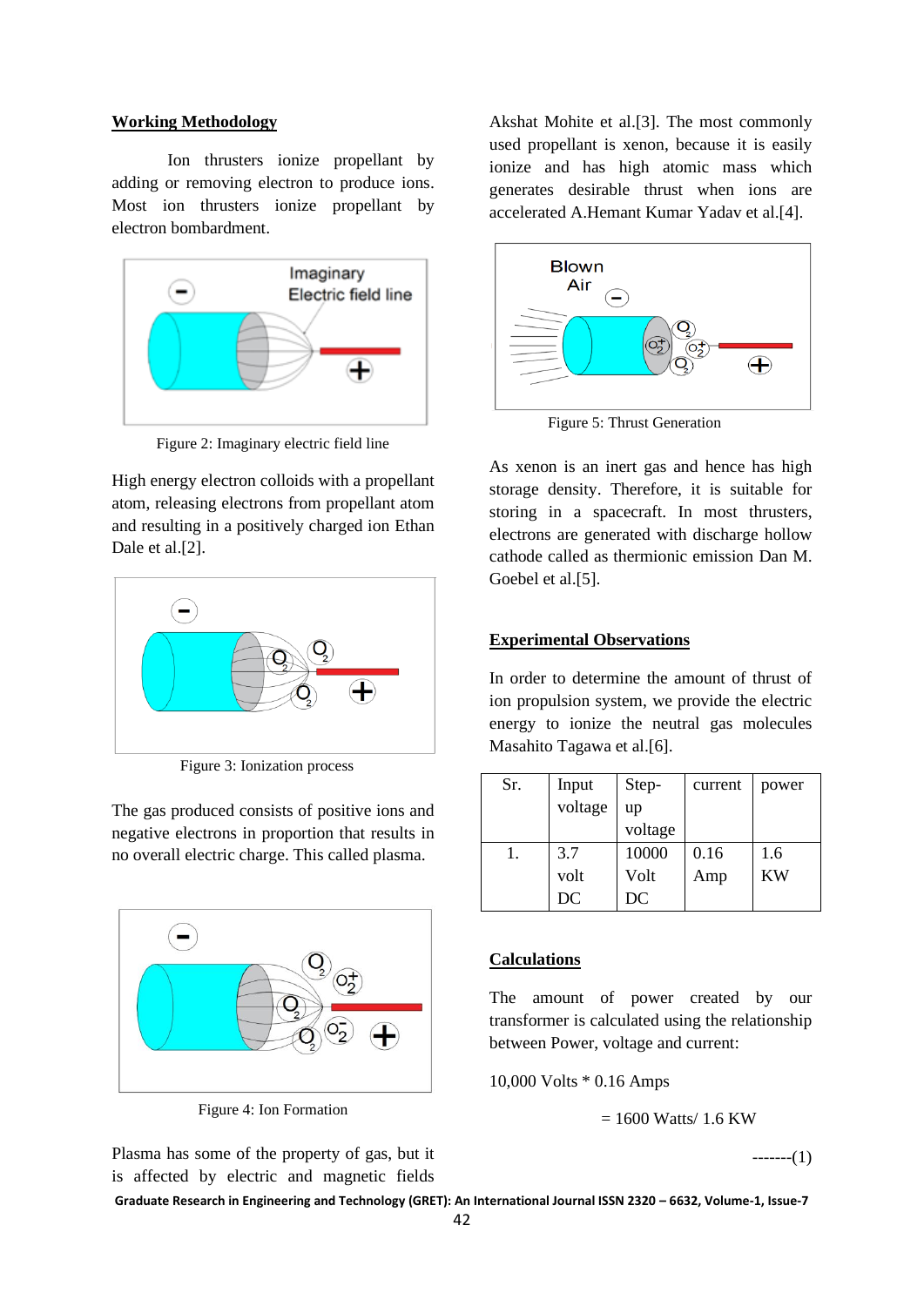## Working Methodology

Ion thrusters ionize propellant by adding or removing electron to produce ions. Most ion thrusters ionize propellant by electron bombardment.

Figure 2: Imaginary electric field line

High energy electron colloids with a propellant atom, releasing electrons from propellant atom and resulting in a positively charged ion Ethan Dale et al.[2].

Figure 3: Ionization process

The gas produced consists of positive ions and negative electrons in proportion that results in no overall electric charge. This called plasma.

Figure 4: Ion Formation

Plasma has some of the property of gas, but it is affected by electric and magnetic fields Akshat Mohite et al.[3]. The most commonly used propellant is xenon, because it is easily ionize and has high atomic mass which generates desirable thrust when ions are accelerated A.Hemant Kumar Yadav et al.[4].

Figure 5: Thrust Generation

As xenon is an inert gas and hence has high storage density. Therefore, it is suitable for storing in a spacecraft. In most thrusters, electrons are generated with discharge hollow cathode called as thermionic emission Dan M. Goebel et al.[5].

## Experimental Observations

In order to determine the amount of thrust of ion propulsion system, we provide the electric energy to ionize the neutral gas molecules Masahito Tagawa et al.[6].

| Sr. | Input voltage | Step-up voltage | current | power |
|---|---|---|---|---|
| 1. | 3.7 volt DC | 10000 Volt DC | 0.16 Amp | 1.6 KW |

## Calculations

The amount of power created by our transformer is calculated using the relationship between Power, voltage and current:

10,000 Volts * 0.16 Amps

= 1600 Watts/ 1.6 KW

-------(1)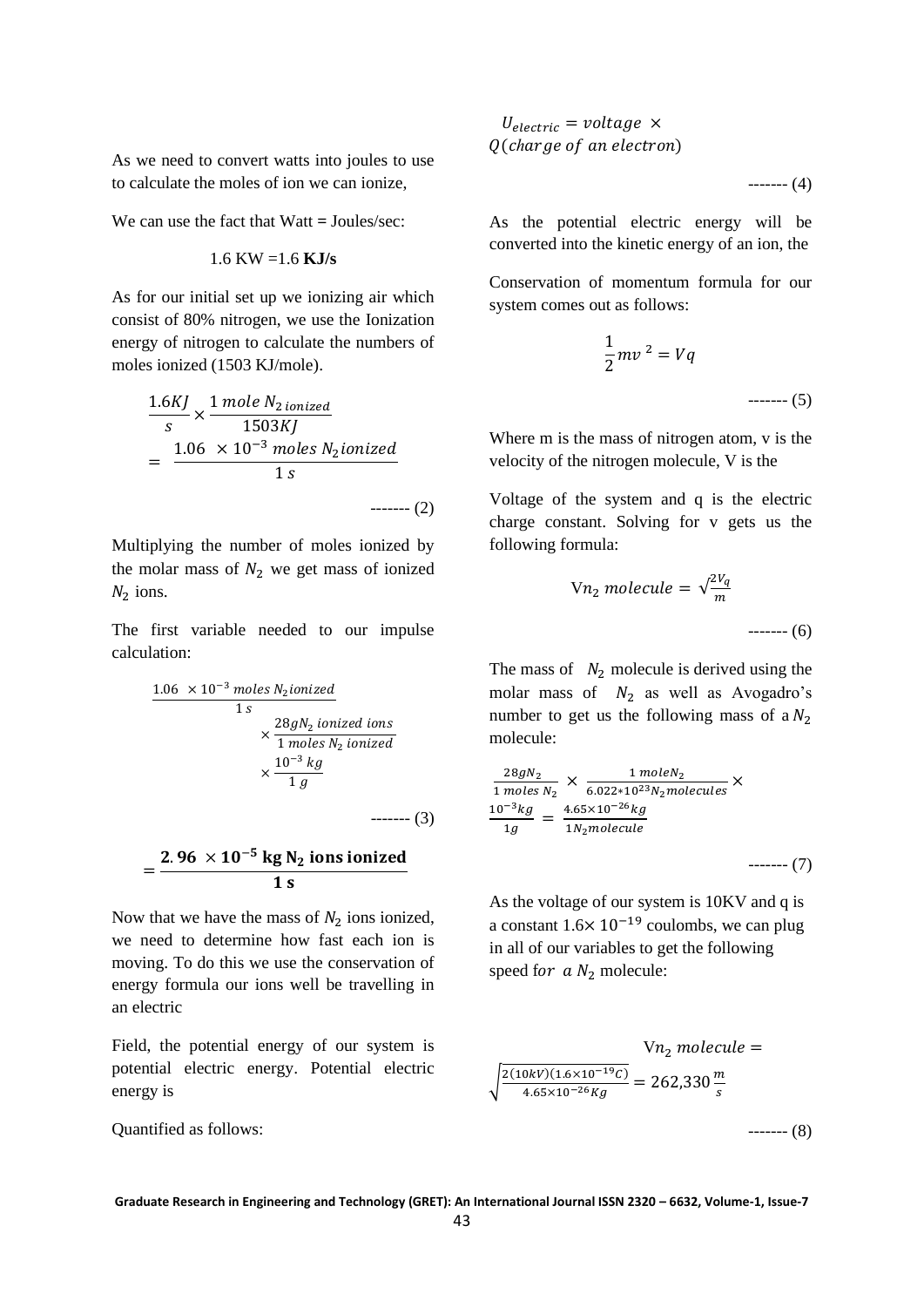As we need to convert watts into joules to use to calculate the moles of ion we can ionize,

We can use the fact that Watt = Joules/sec:

1.6 KW =1.6 **KJ/s**

As for our initial set up we ionizing air which consist of 80% nitrogen, we use the Ionization energy of nitrogen to calculate the numbers of moles ionized (1503 KJ/mole).

$$\frac{1.6KJ}{s} \times \frac{1\ mole\ N_{2\,ionized}}{1503KJ} = \frac{1.06\ \times 10^{-3}\ moles\ N_2 ionized}{1\ s}$$

------- (2)

Multiplying the number of moles ionized by the molar mass of $N_2$ we get mass of ionized $N_2$ ions.

The first variable needed to our impulse calculation:

$$\frac{1.06\ \times 10^{-3}\ moles\ N_2 ionized}{1\ s} \times \frac{28gN_2\ ionized\ ions}{1\ moles\ N_2\ ionized} \times \frac{10^{-3}\ kg}{1\ g}$$

------- (3)

$$= \frac{\mathbf{2.96\ \times 10^{-5}\ kg\ N_2\ ions\ ionized}}{\mathbf{1\ s}}$$

Now that we have the mass of $N_2$ ions ionized, we need to determine how fast each ion is moving. To do this we use the conservation of energy formula our ions well be travelling in an electric

Field, the potential energy of our system is potential electric energy. Potential electric energy is

Quantified as follows:

$$U_{electric} = voltage\ \times Q(charge\ of\ an\ electron)$$

------- (4)

As the potential electric energy will be converted into the kinetic energy of an ion, the

Conservation of momentum formula for our system comes out as follows:

$$\frac{1}{2}mv^{\,2} = Vq$$

------- (5)

Where m is the mass of nitrogen atom, v is the velocity of the nitrogen molecule, V is the

Voltage of the system and q is the electric charge constant. Solving for v gets us the following formula:

$$\mathrm{V}n_2\ molecule = \sqrt{\frac{2V_q}{m}}$$

------- (6)

The mass of $N_2$ molecule is derived using the molar mass of $N_2$ as well as Avogadro's number to get us the following mass of a $N_2$ molecule:

$$\frac{28gN_2}{1\ moles\ N_2} \times \frac{1\ moleN_2}{6.022*10^{23}N_2 molecules} \times \frac{10^{-3}kg}{1g} = \frac{4.65\times 10^{-26}kg}{1N_2 molecule}$$

------- (7)

As the voltage of our system is 10KV and q is a constant $1.6\times 10^{-19}$ coulombs, we can plug in all of our variables to get the following speed for $a\ N_2$ molecule:

$$\mathrm{V}n_2\ molecule = \sqrt{\frac{2(10kV)(1.6\times 10^{-19}C)}{4.65\times 10^{-26}Kg}} = 262{,}330\,\frac{m}{s}$$

------- (8)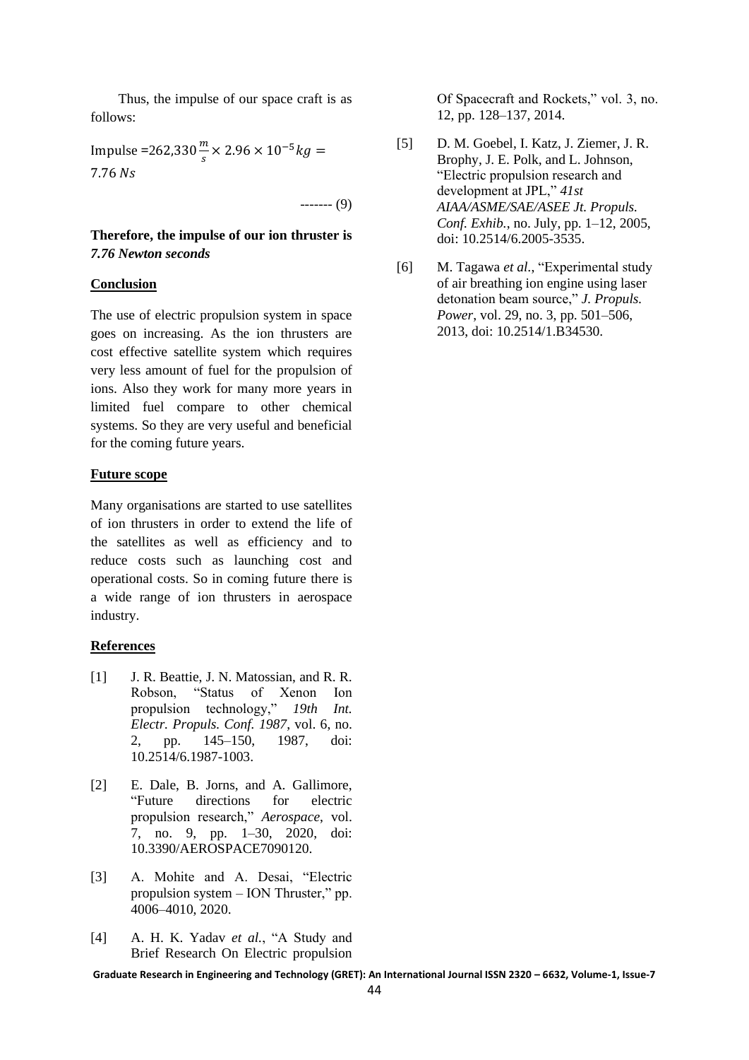Thus, the impulse of our space craft is as follows:

$$\text{Impulse} = 262{,}330\,\frac{m}{s} \times 2.96 \times 10^{-5}\,kg = 7.76\,Ns$$

------- (9)

**Therefore, the impulse of our ion thruster is *7.76 Newton seconds***

## Conclusion

The use of electric propulsion system in space goes on increasing. As the ion thrusters are cost effective satellite system which requires very less amount of fuel for the propulsion of ions. Also they work for many more years in limited fuel compare to other chemical systems. So they are very useful and beneficial for the coming future years.

## Future scope

Many organisations are started to use satellites of ion thrusters in order to extend the life of the satellites as well as efficiency and to reduce costs such as launching cost and operational costs. So in coming future there is a wide range of ion thrusters in aerospace industry.

## References

[1] J. R. Beattie, J. N. Matossian, and R. R. Robson, "Status of Xenon Ion propulsion technology," *19th Int. Electr. Propuls. Conf. 1987*, vol. 6, no. 2, pp. 145–150, 1987, doi: 10.2514/6.1987-1003.

[2] E. Dale, B. Jorns, and A. Gallimore, "Future directions for electric propulsion research," *Aerospace*, vol. 7, no. 9, pp. 1–30, 2020, doi: 10.3390/AEROSPACE7090120.

[3] A. Mohite and A. Desai, "Electric propulsion system – ION Thruster," pp. 4006–4010, 2020.

[4] A. H. K. Yadav *et al.*, "A Study and Brief Research On Electric propulsion Of Spacecraft and Rockets," vol. 3, no. 12, pp. 128–137, 2014.

[5] D. M. Goebel, I. Katz, J. Ziemer, J. R. Brophy, J. E. Polk, and L. Johnson, "Electric propulsion research and development at JPL," *41st AIAA/ASME/SAE/ASEE Jt. Propuls. Conf. Exhib.*, no. July, pp. 1–12, 2005, doi: 10.2514/6.2005-3535.

[6] M. Tagawa *et al.*, "Experimental study of air breathing ion engine using laser detonation beam source," *J. Propuls. Power*, vol. 29, no. 3, pp. 501–506, 2013, doi: 10.2514/1.B34530.